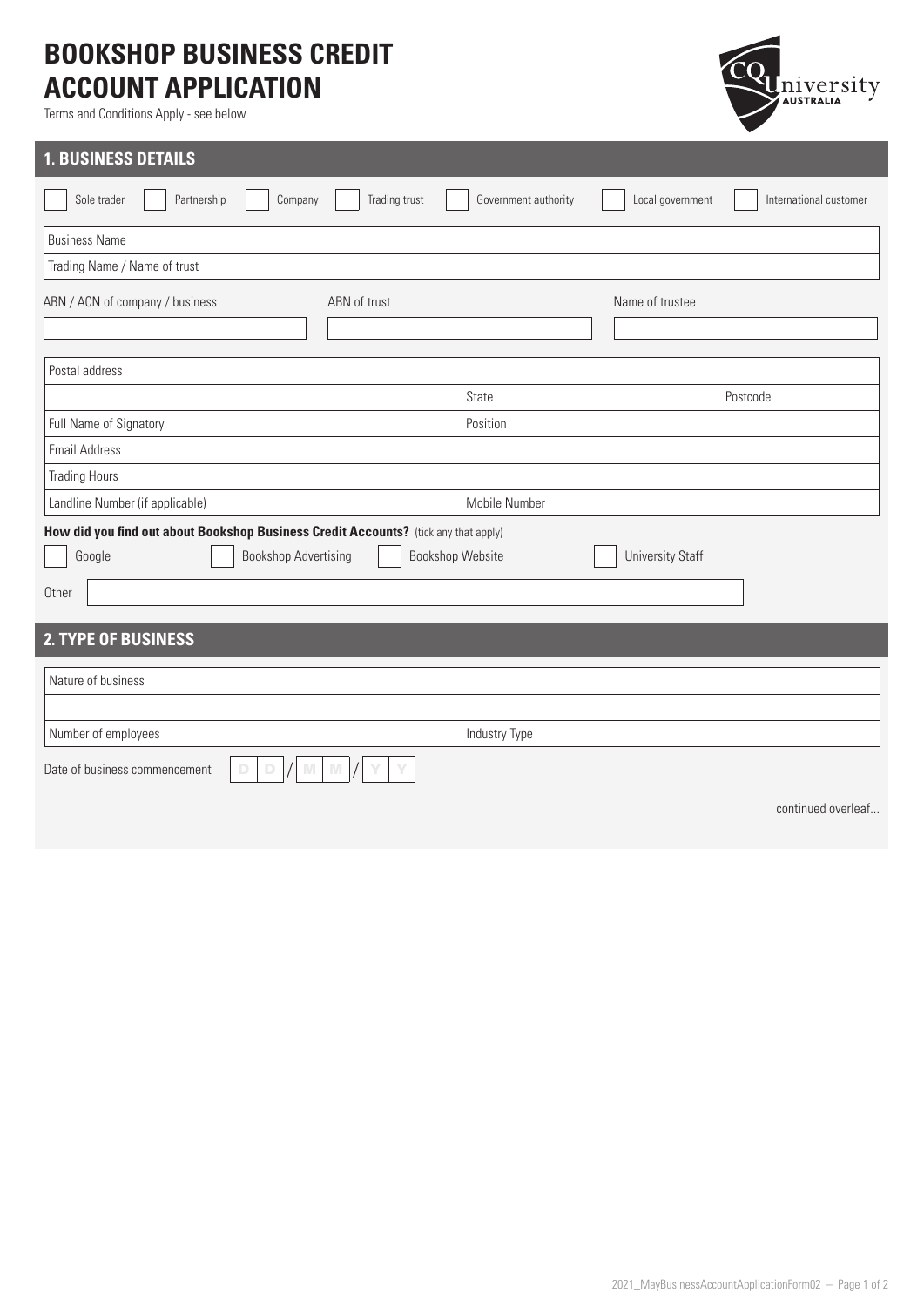# BOOKSHOP BUSINESS CREDIT ACCOUNT APPLICATION

Terms and Conditions Apply - see below

## 1. BUSINESS DETAILS

☐ Sole trader ☐ Partnership ☐ Company ☐ Trading trust ☐ Government authority ☐ Local government ☐ International customer

| Business Name | | |
|---|---|---|
| Trading Name / Name of trust | | |

| ABN / ACN of company / business | ABN of trust | Name of trustee |
|---|---|---|
| | | |

| Postal address | | |
|---|---|---|
| | State | Postcode |
| Full Name of Signatory | Position | |
| Email Address | | |
| Trading Hours | | |
| Landline Number (if applicable) | Mobile Number | |

**How did you find out about Bookshop Business Credit Accounts?** (tick any that apply)

☐ Google ☐ Bookshop Advertising ☐ Bookshop Website ☐ University Staff

Other ______________________

## 2. TYPE OF BUSINESS

| Nature of business | |
|---|---|
| | |
| Number of employees | Industry Type |

Date of business commencement D D / M M / Y Y

continued overleaf...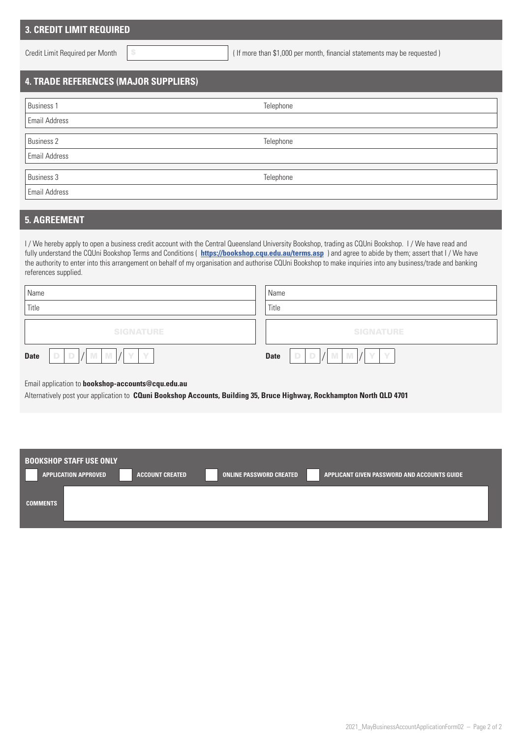## 3. CREDIT LIMIT REQUIRED

Credit Limit Required per Month $ ( If more than $1,000 per month, financial statements may be requested )

## 4. TRADE REFERENCES (MAJOR SUPPLIERS)

| | |
|---|---|
| Business 1 | Telephone |
| Email Address | |
| Business 2 | Telephone |
| Email Address | |
| Business 3 | Telephone |
| Email Address | |

## 5. AGREEMENT

I / We hereby apply to open a business credit account with the Central Queensland University Bookshop, trading as CQUni Bookshop. I / We have read and fully understand the CQUni Bookshop Terms and Conditions ( **https://bookshop.cqu.edu.au/terms.asp** ) and agree to abide by them; assert that I / We have the authority to enter into this arrangement on behalf of my organisation and authorise CQUni Bookshop to make inquiries into any business/trade and banking references supplied.

| | |
|---|---|
| Name | Name |
| Title | Title |
| SIGNATURE | SIGNATURE |
| **Date** D D / M M / Y Y | **Date** D D / M M / Y Y |

Email application to **bookshop-accounts@cqu.edu.au**

Alternatively post your application to **CQuni Bookshop Accounts, Building 35, Bruce Highway, Rockhampton North QLD 4701**

**BOOKSHOP STAFF USE ONLY**

☐ **APPLICATION APPROVED** ☐ **ACCOUNT CREATED** ☐ **ONLINE PASSWORD CREATED** ☐ **APPLICANT GIVEN PASSWORD AND ACCOUNTS GUIDE**

**COMMENTS**